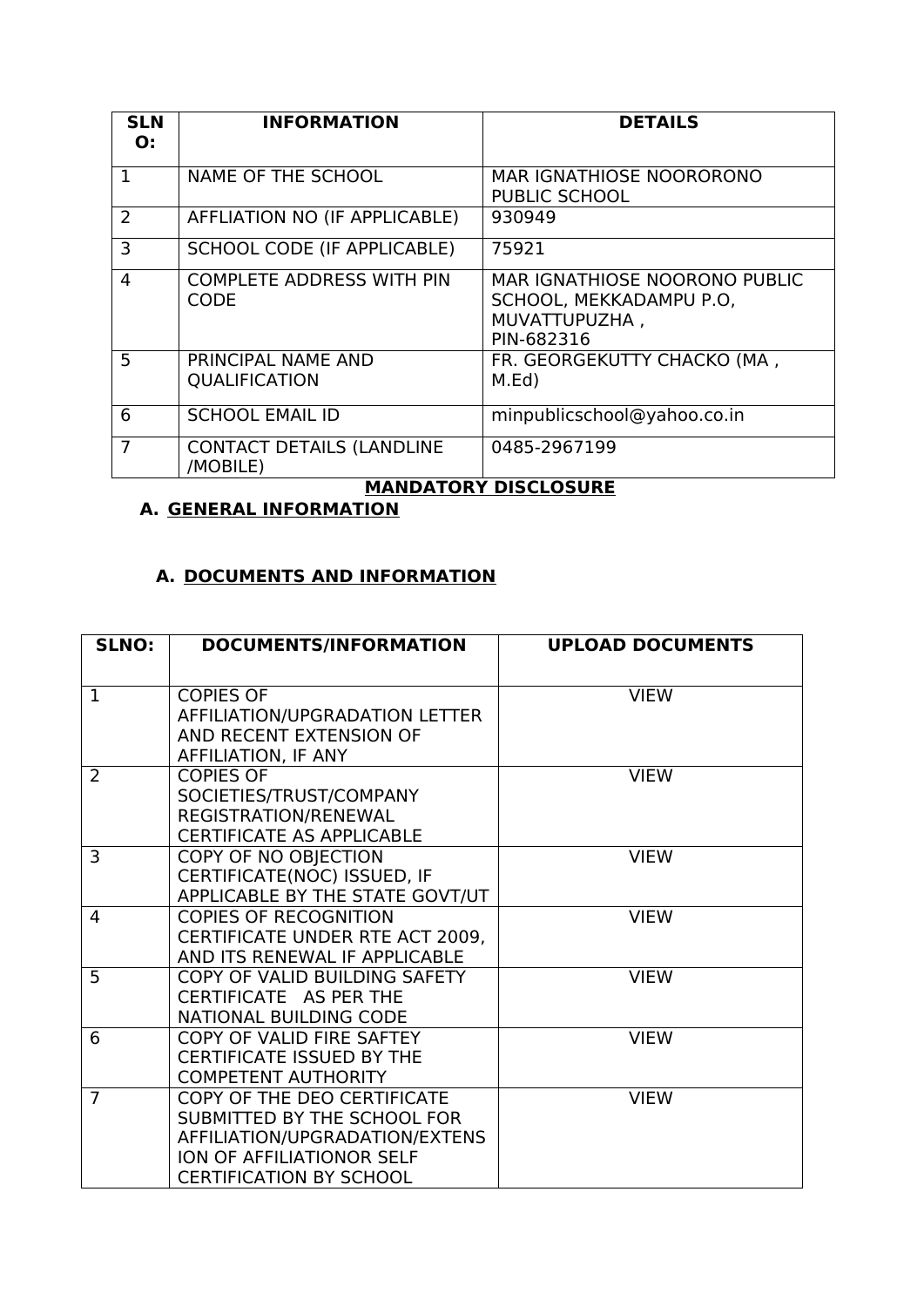| SLNO: | INFORMATION | DETAILS |
|---|---|---|
| 1 | NAME OF THE SCHOOL | MAR IGNATHIOSE NOORORONO PUBLIC SCHOOL |
| 2 | AFFLIATION NO (IF APPLICABLE) | 930949 |
| 3 | SCHOOL CODE (IF APPLICABLE) | 75921 |
| 4 | COMPLETE ADDRESS WITH PIN CODE | MAR IGNATHIOSE NOORONO PUBLIC SCHOOL, MEKKADAMPU P.O, MUVATTUPUZHA , PIN-682316 |
| 5 | PRINCIPAL NAME AND QUALIFICATION | FR. GEORGEKUTTY CHACKO (MA , M.Ed) |
| 6 | SCHOOL EMAIL ID | minpublicschool@yahoo.co.in |
| 7 | CONTACT DETAILS (LANDLINE /MOBILE) | 0485-2967199 |

## MANDATORY DISCLOSURE

### A. GENERAL INFORMATION

### A. DOCUMENTS AND INFORMATION

| SLNO: | DOCUMENTS/INFORMATION | UPLOAD DOCUMENTS |
|---|---|---|
| 1 | COPIES OF AFFILIATION/UPGRADATION LETTER AND RECENT EXTENSION OF AFFILIATION, IF ANY | VIEW |
| 2 | COPIES OF SOCIETIES/TRUST/COMPANY REGISTRATION/RENEWAL CERTIFICATE AS APPLICABLE | VIEW |
| 3 | COPY OF NO OBJECTION CERTIFICATE(NOC) ISSUED, IF APPLICABLE BY THE STATE GOVT/UT | VIEW |
| 4 | COPIES OF RECOGNITION CERTIFICATE UNDER RTE ACT 2009, AND ITS RENEWAL IF APPLICABLE | VIEW |
| 5 | COPY OF VALID BUILDING SAFETY CERTIFICATE AS PER THE NATIONAL BUILDING CODE | VIEW |
| 6 | COPY OF VALID FIRE SAFTEY CERTIFICATE ISSUED BY THE COMPETENT AUTHORITY | VIEW |
| 7 | COPY OF THE DEO CERTIFICATE SUBMITTED BY THE SCHOOL FOR AFFILIATION/UPGRADATION/EXTENSION OF AFFILIATIONOR SELF CERTIFICATION BY SCHOOL | VIEW |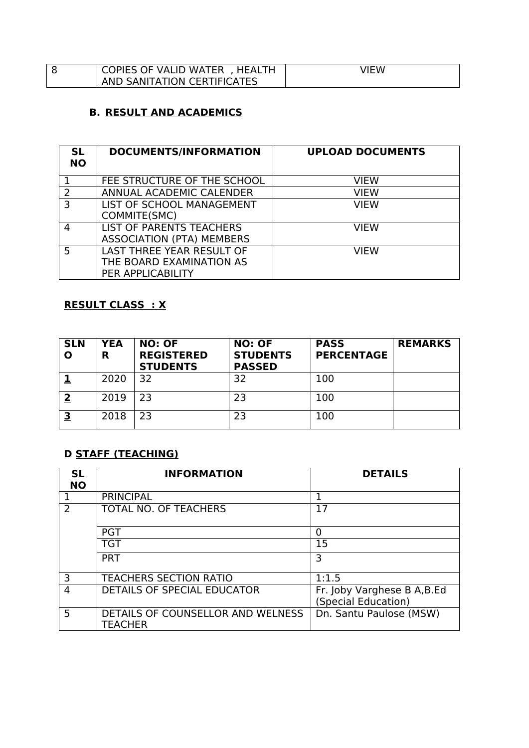| 8 | COPIES OF VALID WATER , HEALTH AND SANITATION CERTIFICATES | VIEW |
|---|---|---|

### B. RESULT AND ACADEMICS

| SL NO | DOCUMENTS/INFORMATION | UPLOAD DOCUMENTS |
|---|---|---|
| 1 | FEE STRUCTURE OF THE SCHOOL | VIEW |
| 2 | ANNUAL ACADEMIC CALENDER | VIEW |
| 3 | LIST OF SCHOOL MANAGEMENT COMMITE(SMC) | VIEW |
| 4 | LIST OF PARENTS TEACHERS ASSOCIATION (PTA) MEMBERS | VIEW |
| 5 | LAST THREE YEAR RESULT OF THE BOARD EXAMINATION AS PER APPLICABILITY | VIEW |

**RESULT CLASS : X**

| SLNO | YEAR | NO: OF REGISTERED STUDENTS | NO: OF STUDENTS PASSED | PASS PERCENTAGE | REMARKS |
|---|---|---|---|---|---|
| **1** | 2020 | 32 | 32 | 100 | |
| **2** | 2019 | 23 | 23 | 100 | |
| **3** | 2018 | 23 | 23 | 100 | |

### D STAFF (TEACHING)

| SL NO | INFORMATION | DETAILS |
|---|---|---|
| 1 | PRINCIPAL | 1 |
| 2 | TOTAL NO. OF TEACHERS | 17 |
| | PGT | 0 |
| | TGT | 15 |
| | PRT | 3 |
| 3 | TEACHERS SECTION RATIO | 1:1.5 |
| 4 | DETAILS OF SPECIAL EDUCATOR | Fr. Joby Varghese B A,B.Ed (Special Education) |
| 5 | DETAILS OF COUNSELLOR AND WELNESS TEACHER | Dn. Santu Paulose (MSW) |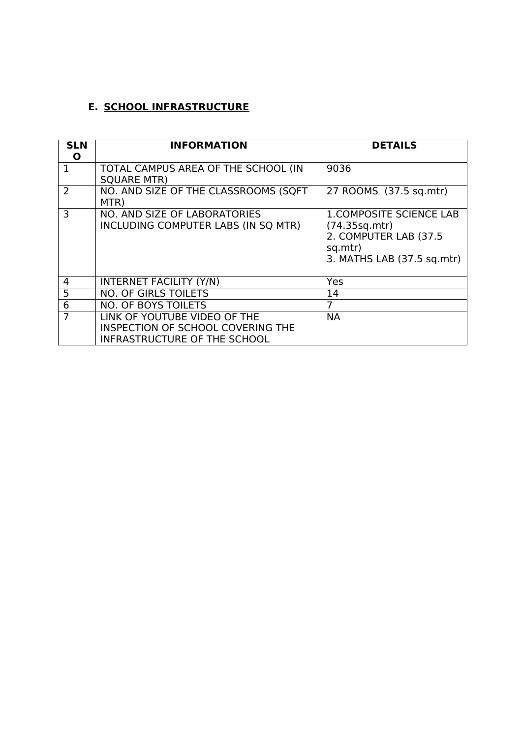## E. SCHOOL INFRASTRUCTURE

| SLNO | INFORMATION | DETAILS |
|---|---|---|
| 1 | TOTAL CAMPUS AREA OF THE SCHOOL (IN SQUARE MTR) | 9036 |
| 2 | NO. AND SIZE OF THE CLASSROOMS (SQFT MTR) | 27 ROOMS (37.5 sq.mtr) |
| 3 | NO. AND SIZE OF LABORATORIES INCLUDING COMPUTER LABS (IN SQ MTR) | 1.COMPOSITE SCIENCE LAB (74.35sq.mtr)<br>2. COMPUTER LAB (37.5 sq.mtr)<br>3. MATHS LAB (37.5 sq.mtr) |
| 4 | INTERNET FACILITY (Y/N) | Yes |
| 5 | NO. OF GIRLS TOILETS | 14 |
| 6 | NO. OF BOYS TOILETS | 7 |
| 7 | LINK OF YOUTUBE VIDEO OF THE INSPECTION OF SCHOOL COVERING THE INFRASTRUCTURE OF THE SCHOOL | NA |